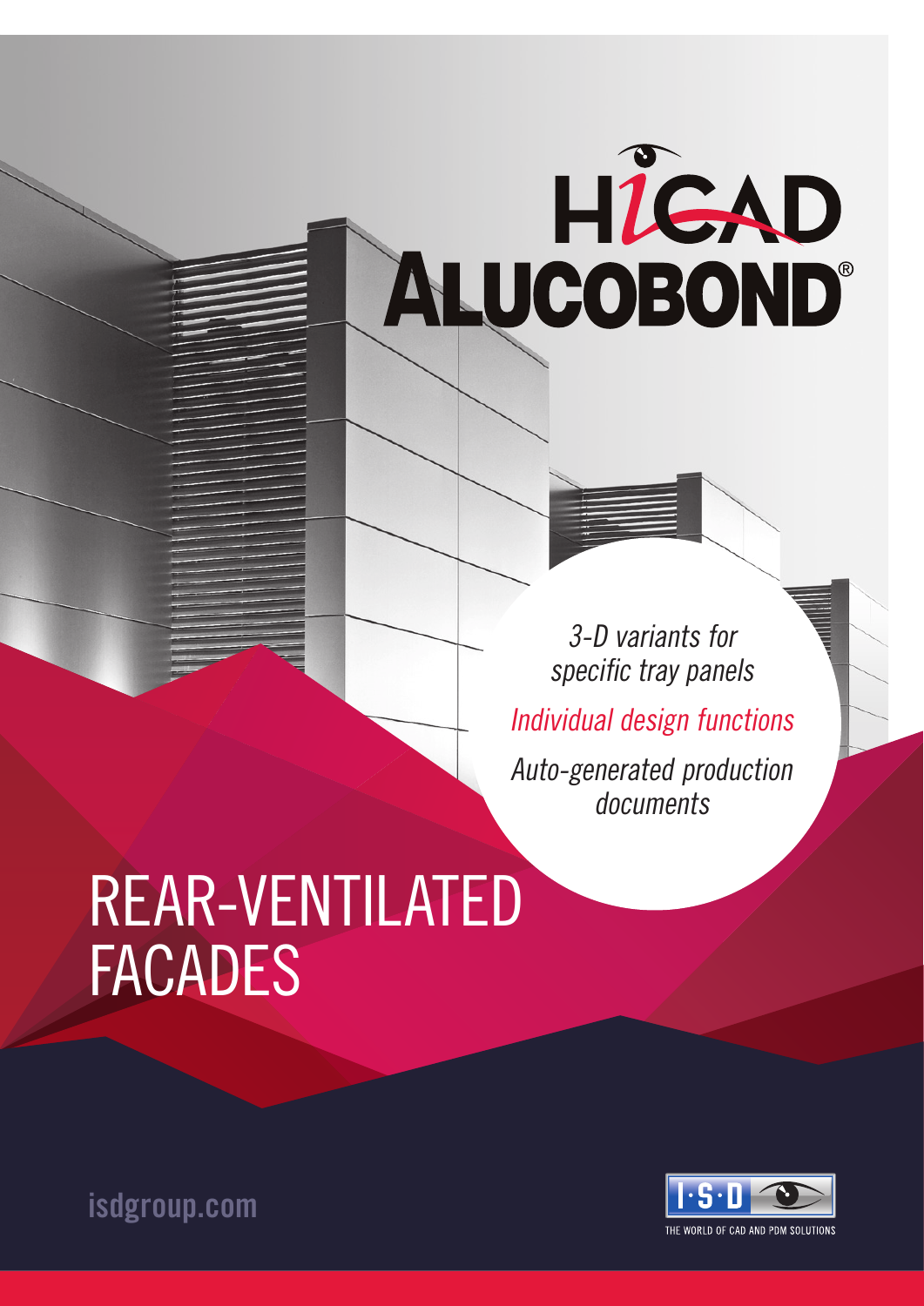# HiCAD ALUCOBOND®

*3-D variants for specific tray panels*

*Individual design functions*

*Auto-generated production documents*

# REAR-VENTILATED FACADES

isdgroup.com

I·S·D THE WORLD OF CAD AND PDM SOLUTIONS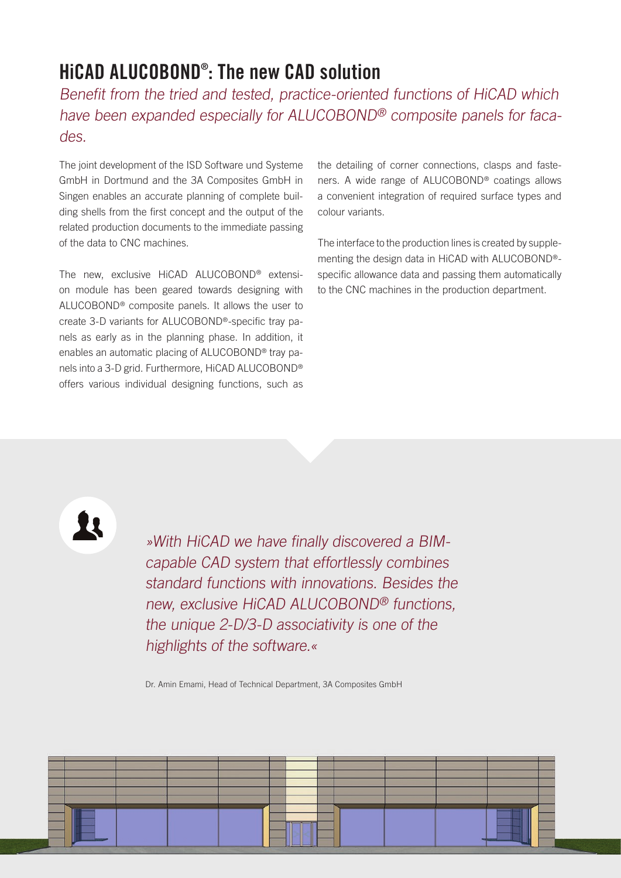# HiCAD ALUCOBOND®: The new CAD solution

*Benefit from the tried and tested, practice-oriented functions of HiCAD which have been expanded especially for ALUCOBOND® composite panels for facades.*

The joint development of the ISD Software und Systeme GmbH in Dortmund and the 3A Composites GmbH in Singen enables an accurate planning of complete building shells from the first concept and the output of the related production documents to the immediate passing of the data to CNC machines.

The new, exclusive HiCAD ALUCOBOND® extension module has been geared towards designing with ALUCOBOND® composite panels. It allows the user to create 3-D variants for ALUCOBOND®-specific tray panels as early as in the planning phase. In addition, it enables an automatic placing of ALUCOBOND® tray panels into a 3-D grid. Furthermore, HiCAD ALUCOBOND® offers various individual designing functions, such as the detailing of corner connections, clasps and fasteners. A wide range of ALUCOBOND® coatings allows a convenient integration of required surface types and colour variants.

The interface to the production lines is created by supplementing the design data in HiCAD with ALUCOBOND®-specific allowance data and passing them automatically to the CNC machines in the production department.

*»With HiCAD we have finally discovered a BIM-capable CAD system that effortlessly combines standard functions with innovations. Besides the new, exclusive HiCAD ALUCOBOND® functions, the unique 2-D/3-D associativity is one of the highlights of the software.«*

Dr. Amin Emami, Head of Technical Department, 3A Composites GmbH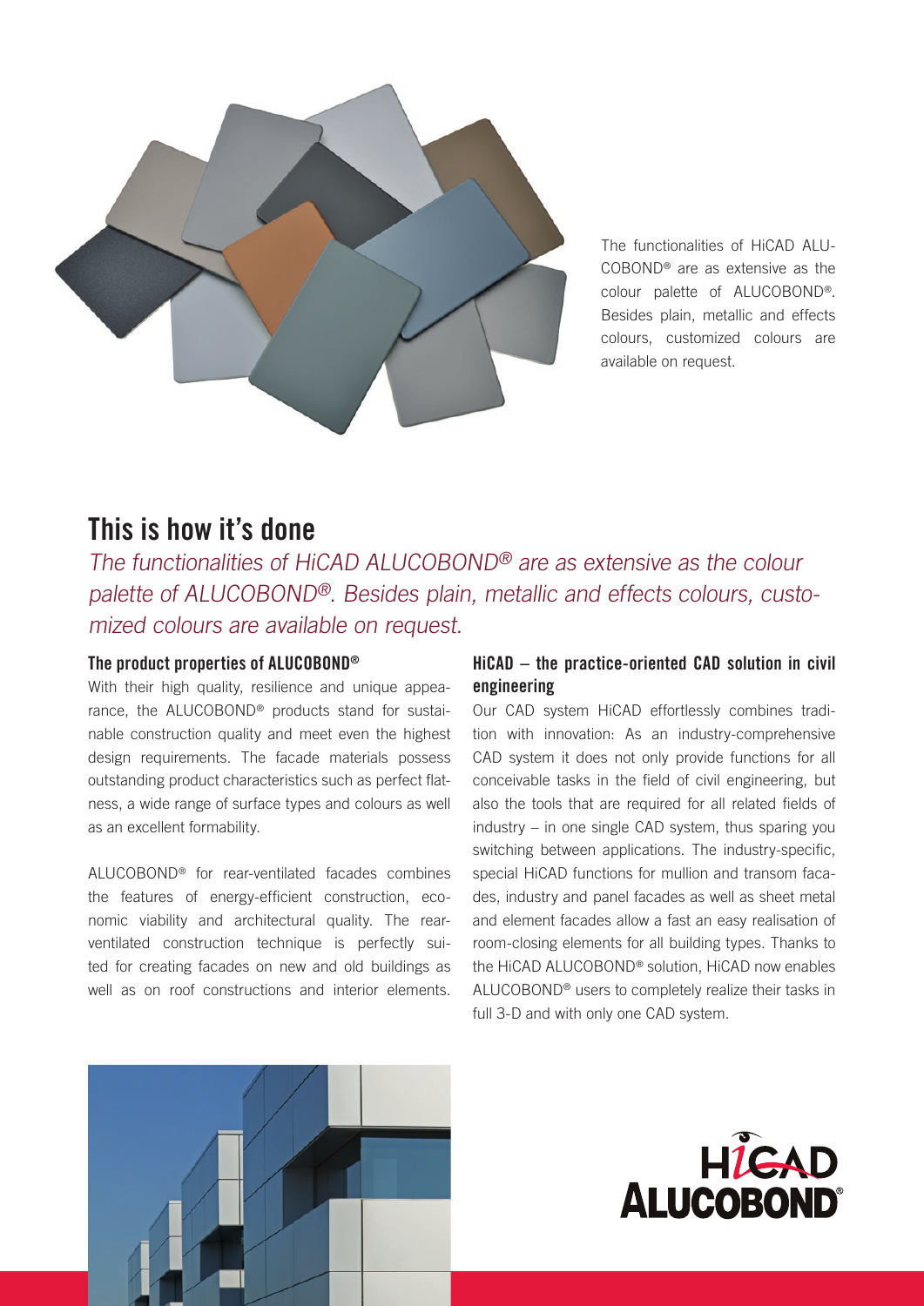The functionalities of HiCAD ALUCOBOND® are as extensive as the colour palette of ALUCOBOND®. Besides plain, metallic and effects colours, customized colours are available on request.

# This is how it's done

*The functionalities of HiCAD ALUCOBOND® are as extensive as the colour palette of ALUCOBOND®. Besides plain, metallic and effects colours, customized colours are available on request.*

### The product properties of ALUCOBOND®

With their high quality, resilience and unique appearance, the ALUCOBOND® products stand for sustainable construction quality and meet even the highest design requirements. The facade materials possess outstanding product characteristics such as perfect flatness, a wide range of surface types and colours as well as an excellent formability.

ALUCOBOND® for rear-ventilated facades combines the features of energy-efficient construction, economic viability and architectural quality. The rear-ventilated construction technique is perfectly suited for creating facades on new and old buildings as well as on roof constructions and interior elements.

### HiCAD – the practice-oriented CAD solution in civil engineering

Our CAD system HiCAD effortlessly combines tradition with innovation: As an industry-comprehensive CAD system it does not only provide functions for all conceivable tasks in the field of civil engineering, but also the tools that are required for all related fields of industry – in one single CAD system, thus sparing you switching between applications. The industry-specific, special HiCAD functions for mullion and transom facades, industry and panel facades as well as sheet metal and element facades allow a fast an easy realisation of room-closing elements for all building types. Thanks to the HiCAD ALUCOBOND® solution, HiCAD now enables ALUCOBOND® users to completely realize their tasks in full 3-D and with only one CAD system.

HiCAD ALUCOBOND®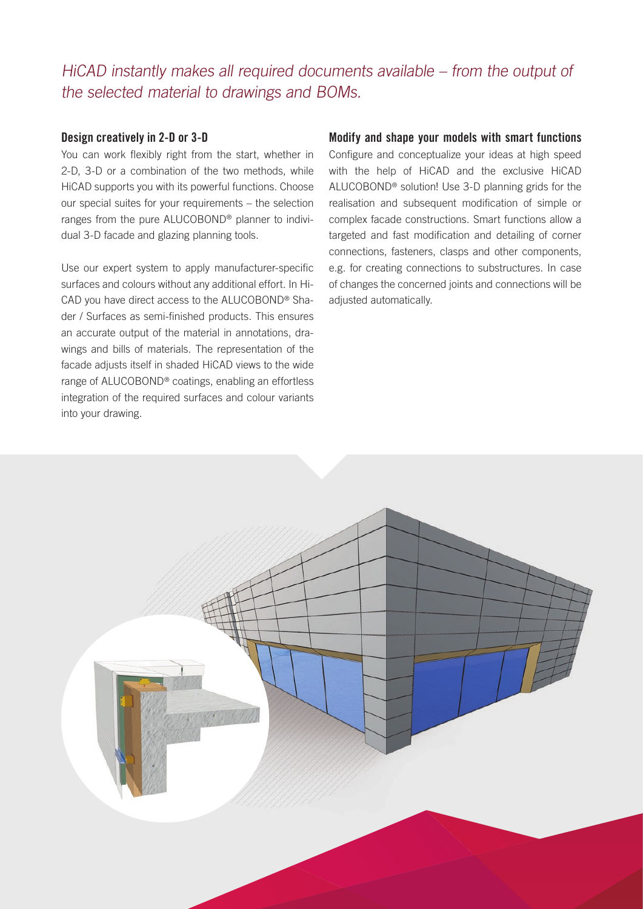*HiCAD instantly makes all required documents available – from the output of the selected material to drawings and BOMs.*

## Design creatively in 2-D or 3-D

You can work flexibly right from the start, whether in 2-D, 3-D or a combination of the two methods, while HiCAD supports you with its powerful functions. Choose our special suites for your requirements – the selection ranges from the pure ALUCOBOND® planner to individual 3-D facade and glazing planning tools.

Use our expert system to apply manufacturer-specific surfaces and colours without any additional effort. In HiCAD you have direct access to the ALUCOBOND® Shader / Surfaces as semi-finished products. This ensures an accurate output of the material in annotations, drawings and bills of materials. The representation of the facade adjusts itself in shaded HiCAD views to the wide range of ALUCOBOND® coatings, enabling an effortless integration of the required surfaces and colour variants into your drawing.

## Modify and shape your models with smart functions

Configure and conceptualize your ideas at high speed with the help of HiCAD and the exclusive HiCAD ALUCOBOND® solution! Use 3-D planning grids for the realisation and subsequent modification of simple or complex facade constructions. Smart functions allow a targeted and fast modification and detailing of corner connections, fasteners, clasps and other components, e.g. for creating connections to substructures. In case of changes the concerned joints and connections will be adjusted automatically.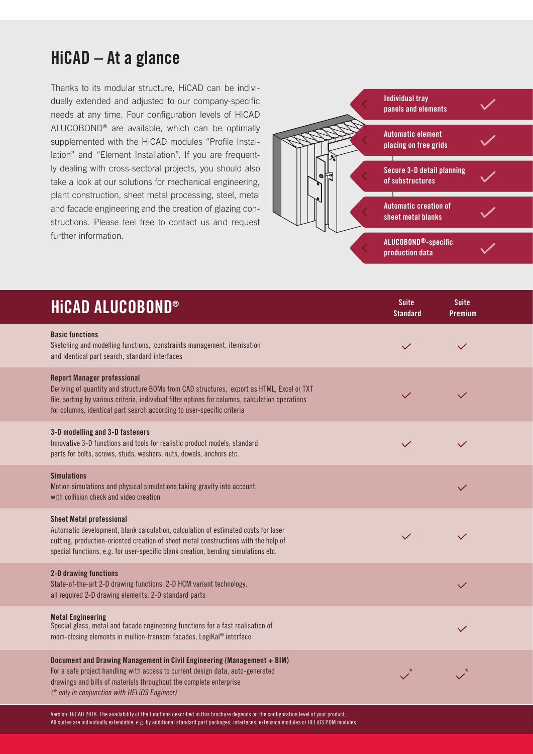## HiCAD – At a glance

Thanks to its modular structure, HiCAD can be individually extended and adjusted to our company-specific needs at any time. Four configuration levels of HiCAD ALUCOBOND® are available, which can be optimally supplemented with the HiCAD modules "Profile Installation" and "Element Installation". If you are frequently dealing with cross-sectoral projects, you should also take a look at our solutions for mechanical engineering, plant construction, sheet metal processing, steel, metal and facade engineering and the creation of glazing constructions. Please feel free to contact us and request further information.

- Individual tray panels and elements ✓
- Automatic element placing on free grids ✓
- Secure 3-D detail planning of substructures ✓
- Automatic creation of sheet metal blanks ✓
- ALUCOBOND®-specific production data ✓

| HiCAD ALUCOBOND® | Suite Standard | Suite Premium |
|---|---|---|
| **Basic functions**<br>Sketching and modelling functions, constraints management, itemisation and identical part search, standard interfaces | ✓ | ✓ |
| **Report Manager professional**<br>Deriving of quantity and structure BOMs from CAD structures, export as HTML, Excel or TXT file, sorting by various criteria, individual filter options for columns, calculation operations for columns, identical part search according to user-specific criteria | ✓ | ✓ |
| **3-D modelling and 3-D fasteners**<br>Innovative 3-D functions and tools for realistic product models; standard parts for bolts, screws, studs, washers, nuts, dowels, anchors etc. | ✓ | ✓ |
| **Simulations**<br>Motion simulations and physical simulations taking gravity into account, with collision check and video creation | | ✓ |
| **Sheet Metal professional**<br>Automatic development, blank calculation, calculation of estimated costs for laser cutting, production-oriented creation of sheet metal constructions with the help of special functions, e.g. for user-specific blank creation, bending simulations etc. | ✓ | ✓ |
| **2-D drawing functions**<br>State-of-the-art 2-D drawing functions, 2-D HCM variant technology, all required 2-D drawing elements, 2-D standard parts | | ✓ |
| **Metal Engineering**<br>Special glass, metal and facade engineering functions for a fast realisation of room-closing elements in mullion-transom facades, LogiKal® interface | | ✓ |
| **Document and Drawing Management in Civil Engineering (Management + BIM)**<br>For a safe project handling with access to current design data, auto-generated drawings and bills of materials throughout the complete enterprise<br>*(* only in conjunction with HELiOS Engineer)* | ✓* | ✓* |

Version: HiCAD 2018. The availability of the functions described in this brochure depends on the configuration level of your product.
All suites are individually extendable, e.g. by additional standard part packages, interfaces, extension modules or HELiOS PDM modules.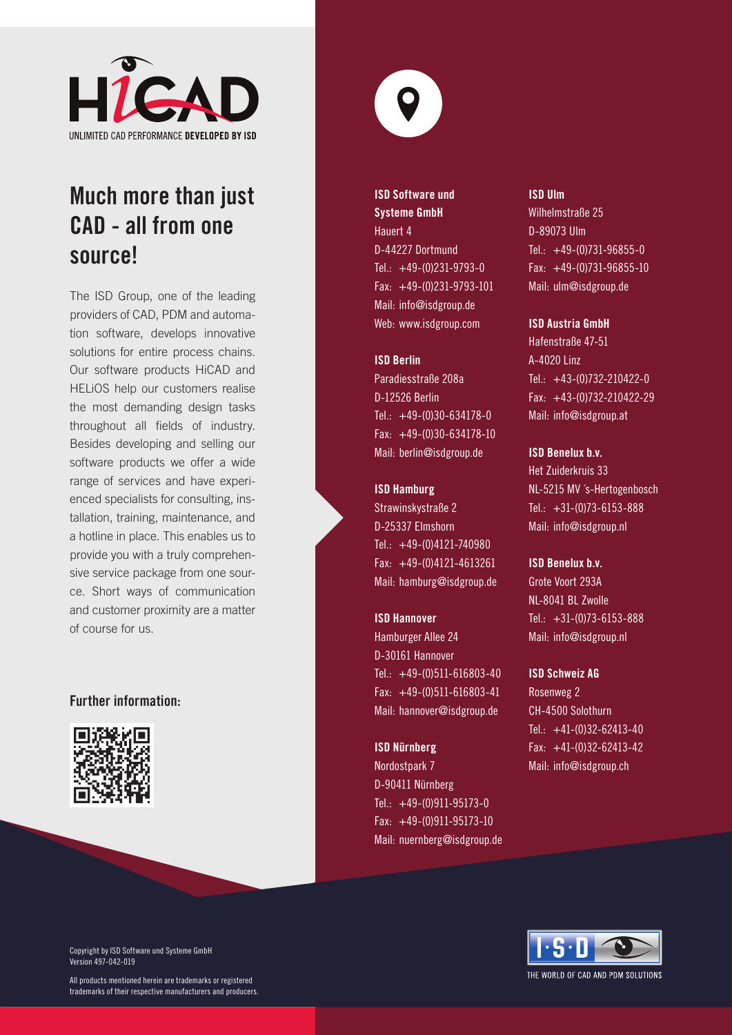HiCAD

UNLIMITED CAD PERFORMANCE **DEVELOPED BY ISD**

## Much more than just CAD - all from one source!

The ISD Group, one of the leading providers of CAD, PDM and automation software, develops innovative solutions for entire process chains. Our software products HiCAD and HELiOS help our customers realise the most demanding design tasks throughout all fields of industry. Besides developing and selling our software products we offer a wide range of services and have experienced specialists for consulting, installation, training, maintenance, and a hotline in place. This enables us to provide you with a truly comprehensive service package from one source. Short ways of communication and customer proximity are a matter of course for us.

### Further information:

**ISD Software und Systeme GmbH**
Hauert 4
D-44227 Dortmund
Tel.: +49-(0)231-9793-0
Fax: +49-(0)231-9793-101
Mail: info@isdgroup.de
Web: www.isdgroup.com

**ISD Berlin**
Paradiesstraße 208a
D-12526 Berlin
Tel.: +49-(0)30-634178-0
Fax: +49-(0)30-634178-10
Mail: berlin@isdgroup.de

**ISD Hamburg**
Strawinskystraße 2
D-25337 Elmshorn
Tel.: +49-(0)4121-740980
Fax: +49-(0)4121-4613261
Mail: hamburg@isdgroup.de

**ISD Hannover**
Hamburger Allee 24
D-30161 Hannover
Tel.: +49-(0)511-616803-40
Fax: +49-(0)511-616803-41
Mail: hannover@isdgroup.de

**ISD Nürnberg**
Nordostpark 7
D-90411 Nürnberg
Tel.: +49-(0)911-95173-0
Fax: +49-(0)911-95173-10
Mail: nuernberg@isdgroup.de

**ISD Ulm**
Wilhelmstraße 25
D-89073 Ulm
Tel.: +49-(0)731-96855-0
Fax: +49-(0)731-96855-10
Mail: ulm@isdgroup.de

**ISD Austria GmbH**
Hafenstraße 47-51
A-4020 Linz
Tel.: +43-(0)732-210422-0
Fax: +43-(0)732-210422-29
Mail: info@isdgroup.at

**ISD Benelux b.v.**
Het Zuiderkruis 33
NL-5215 MV ´s-Hertogenbosch
Tel.: +31-(0)73-6153-888
Mail: info@isdgroup.nl

**ISD Benelux b.v.**
Grote Voort 293A
NL-8041 BL Zwolle
Tel.: +31-(0)73-6153-888
Mail: info@isdgroup.nl

**ISD Schweiz AG**
Rosenweg 2
CH-4500 Solothurn
Tel.: +41-(0)32-62413-40
Fax: +41-(0)32-62413-42
Mail: info@isdgroup.ch

Copyright by ISD Software und Systeme GmbH
Version 497-042-019

All products mentioned herein are trademarks or registered trademarks of their respective manufacturers and producers.

I·S·D

THE WORLD OF CAD AND PDM SOLUTIONS